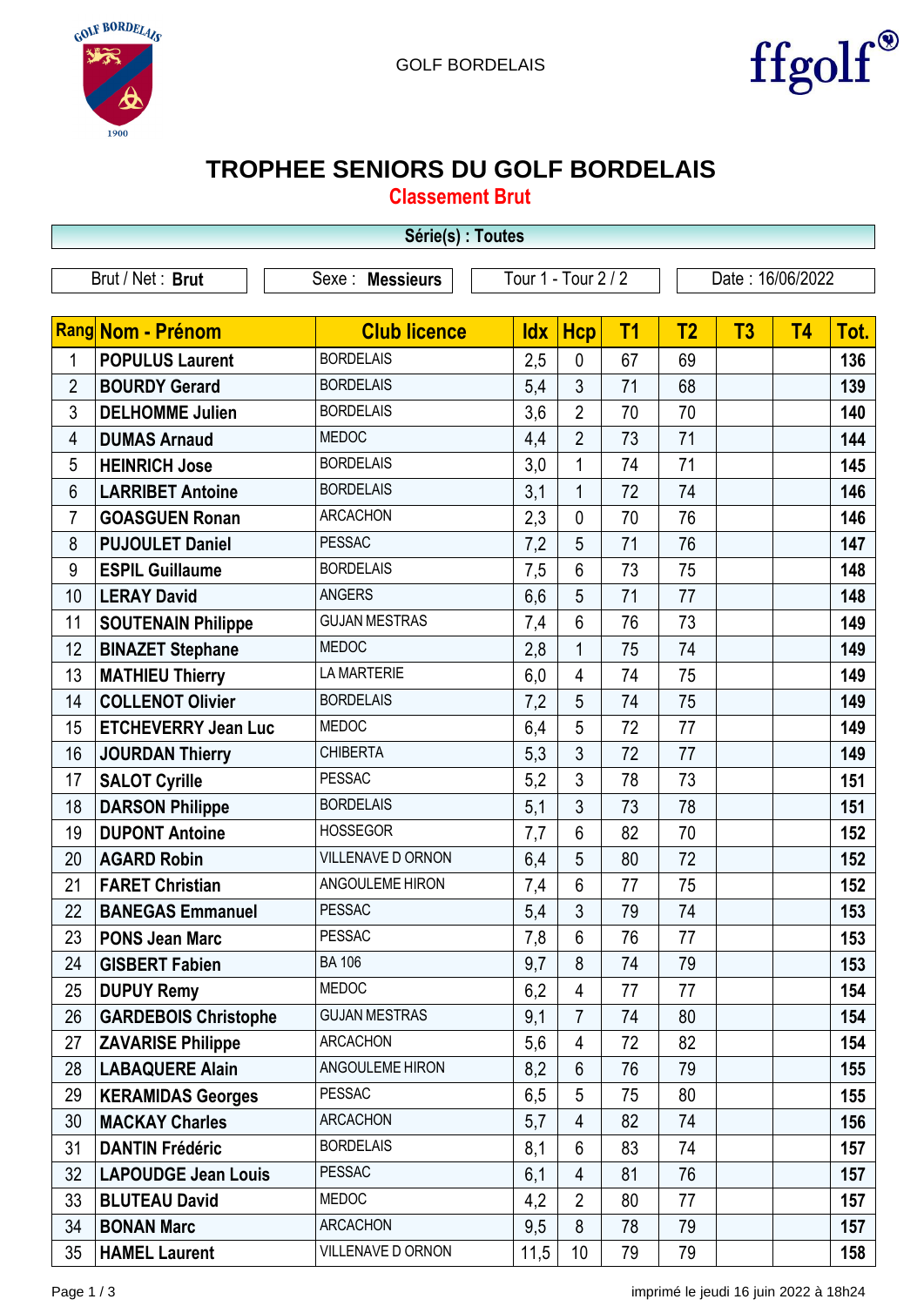GOLF BORDELAIS

# TROPHEE SENIORS DU GOLF BORDELAIS

## Classement Brut

**Série(s) : Toutes**

| Brut / Net : **Brut** | Sexe : **Messieurs** | Tour 1 - Tour 2 / 2 | Date : 16/06/2022 |
|---|---|---|---|

| Rang | Nom - Prénom | Club licence | Idx | Hcp | T1 | T2 | T3 | T4 | Tot. |
|---|---|---|---|---|---|---|---|---|---|
| 1 | **POPULUS Laurent** | BORDELAIS | 2,5 | 0 | 67 | 69 | | | **136** |
| 2 | **BOURDY Gerard** | BORDELAIS | 5,4 | 3 | 71 | 68 | | | **139** |
| 3 | **DELHOMME Julien** | BORDELAIS | 3,6 | 2 | 70 | 70 | | | **140** |
| 4 | **DUMAS Arnaud** | MEDOC | 4,4 | 2 | 73 | 71 | | | **144** |
| 5 | **HEINRICH Jose** | BORDELAIS | 3,0 | 1 | 74 | 71 | | | **145** |
| 6 | **LARRIBET Antoine** | BORDELAIS | 3,1 | 1 | 72 | 74 | | | **146** |
| 7 | **GOASGUEN Ronan** | ARCACHON | 2,3 | 0 | 70 | 76 | | | **146** |
| 8 | **PUJOULET Daniel** | PESSAC | 7,2 | 5 | 71 | 76 | | | **147** |
| 9 | **ESPIL Guillaume** | BORDELAIS | 7,5 | 6 | 73 | 75 | | | **148** |
| 10 | **LERAY David** | ANGERS | 6,6 | 5 | 71 | 77 | | | **148** |
| 11 | **SOUTENAIN Philippe** | GUJAN MESTRAS | 7,4 | 6 | 76 | 73 | | | **149** |
| 12 | **BINAZET Stephane** | MEDOC | 2,8 | 1 | 75 | 74 | | | **149** |
| 13 | **MATHIEU Thierry** | LA MARTERIE | 6,0 | 4 | 74 | 75 | | | **149** |
| 14 | **COLLENOT Olivier** | BORDELAIS | 7,2 | 5 | 74 | 75 | | | **149** |
| 15 | **ETCHEVERRY Jean Luc** | MEDOC | 6,4 | 5 | 72 | 77 | | | **149** |
| 16 | **JOURDAN Thierry** | CHIBERTA | 5,3 | 3 | 72 | 77 | | | **149** |
| 17 | **SALOT Cyrille** | PESSAC | 5,2 | 3 | 78 | 73 | | | **151** |
| 18 | **DARSON Philippe** | BORDELAIS | 5,1 | 3 | 73 | 78 | | | **151** |
| 19 | **DUPONT Antoine** | HOSSEGOR | 7,7 | 6 | 82 | 70 | | | **152** |
| 20 | **AGARD Robin** | VILLENAVE D ORNON | 6,4 | 5 | 80 | 72 | | | **152** |
| 21 | **FARET Christian** | ANGOULEME HIRON | 7,4 | 6 | 77 | 75 | | | **152** |
| 22 | **BANEGAS Emmanuel** | PESSAC | 5,4 | 3 | 79 | 74 | | | **153** |
| 23 | **PONS Jean Marc** | PESSAC | 7,8 | 6 | 76 | 77 | | | **153** |
| 24 | **GISBERT Fabien** | BA 106 | 9,7 | 8 | 74 | 79 | | | **153** |
| 25 | **DUPUY Remy** | MEDOC | 6,2 | 4 | 77 | 77 | | | **154** |
| 26 | **GARDEBOIS Christophe** | GUJAN MESTRAS | 9,1 | 7 | 74 | 80 | | | **154** |
| 27 | **ZAVARISE Philippe** | ARCACHON | 5,6 | 4 | 72 | 82 | | | **154** |
| 28 | **LABAQUERE Alain** | ANGOULEME HIRON | 8,2 | 6 | 76 | 79 | | | **155** |
| 29 | **KERAMIDAS Georges** | PESSAC | 6,5 | 5 | 75 | 80 | | | **155** |
| 30 | **MACKAY Charles** | ARCACHON | 5,7 | 4 | 82 | 74 | | | **156** |
| 31 | **DANTIN Frédéric** | BORDELAIS | 8,1 | 6 | 83 | 74 | | | **157** |
| 32 | **LAPOUDGE Jean Louis** | PESSAC | 6,1 | 4 | 81 | 76 | | | **157** |
| 33 | **BLUTEAU David** | MEDOC | 4,2 | 2 | 80 | 77 | | | **157** |
| 34 | **BONAN Marc** | ARCACHON | 9,5 | 8 | 78 | 79 | | | **157** |
| 35 | **HAMEL Laurent** | VILLENAVE D ORNON | 11,5 | 10 | 79 | 79 | | | **158** |

imprimé le jeudi 16 juin 2022 à 18h24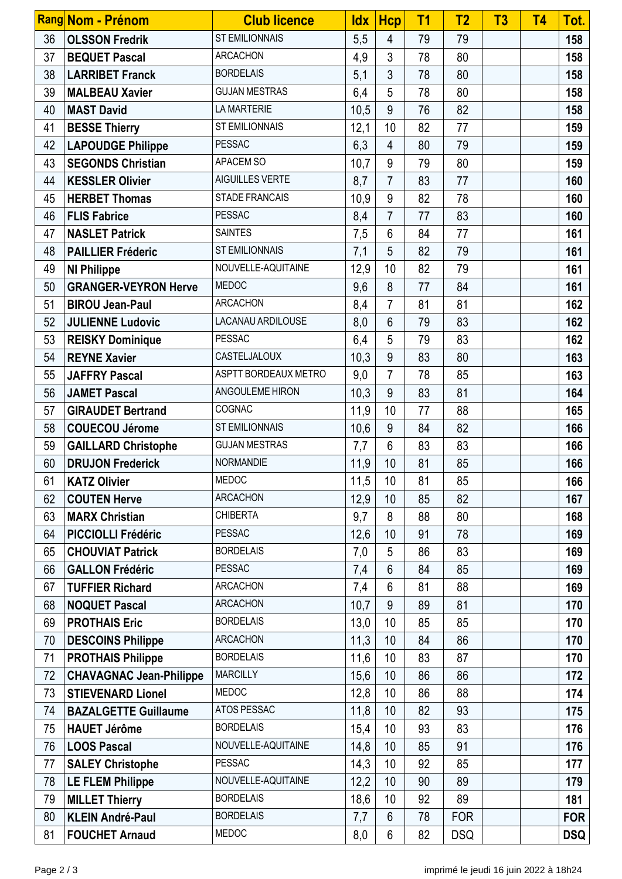| Rang | Nom - Prénom | Club licence | Idx | Hcp | T1 | T2 | T3 | T4 | Tot. |
|---|---|---|---|---|---|---|---|---|---|
| 36 | **OLSSON Fredrik** | ST EMILIONNAIS | 5,5 | 4 | 79 | 79 | | | **158** |
| 37 | **BEQUET Pascal** | ARCACHON | 4,9 | 3 | 78 | 80 | | | **158** |
| 38 | **LARRIBET Franck** | BORDELAIS | 5,1 | 3 | 78 | 80 | | | **158** |
| 39 | **MALBEAU Xavier** | GUJAN MESTRAS | 6,4 | 5 | 78 | 80 | | | **158** |
| 40 | **MAST David** | LA MARTERIE | 10,5 | 9 | 76 | 82 | | | **158** |
| 41 | **BESSE Thierry** | ST EMILIONNAIS | 12,1 | 10 | 82 | 77 | | | **159** |
| 42 | **LAPOUDGE Philippe** | PESSAC | 6,3 | 4 | 80 | 79 | | | **159** |
| 43 | **SEGONDS Christian** | APACEM SO | 10,7 | 9 | 79 | 80 | | | **159** |
| 44 | **KESSLER Olivier** | AIGUILLES VERTE | 8,7 | 7 | 83 | 77 | | | **160** |
| 45 | **HERBET Thomas** | STADE FRANCAIS | 10,9 | 9 | 82 | 78 | | | **160** |
| 46 | **FLIS Fabrice** | PESSAC | 8,4 | 7 | 77 | 83 | | | **160** |
| 47 | **NASLET Patrick** | SAINTES | 7,5 | 6 | 84 | 77 | | | **161** |
| 48 | **PAILLIER Fréderic** | ST EMILIONNAIS | 7,1 | 5 | 82 | 79 | | | **161** |
| 49 | **NI Philippe** | NOUVELLE-AQUITAINE | 12,9 | 10 | 82 | 79 | | | **161** |
| 50 | **GRANGER-VEYRON Herve** | MEDOC | 9,6 | 8 | 77 | 84 | | | **161** |
| 51 | **BIROU Jean-Paul** | ARCACHON | 8,4 | 7 | 81 | 81 | | | **162** |
| 52 | **JULIENNE Ludovic** | LACANAU ARDILOUSE | 8,0 | 6 | 79 | 83 | | | **162** |
| 53 | **REISKY Dominique** | PESSAC | 6,4 | 5 | 79 | 83 | | | **162** |
| 54 | **REYNE Xavier** | CASTELJALOUX | 10,3 | 9 | 83 | 80 | | | **163** |
| 55 | **JAFFRY Pascal** | ASPTT BORDEAUX METRO | 9,0 | 7 | 78 | 85 | | | **163** |
| 56 | **JAMET Pascal** | ANGOULEME HIRON | 10,3 | 9 | 83 | 81 | | | **164** |
| 57 | **GIRAUDET Bertrand** | COGNAC | 11,9 | 10 | 77 | 88 | | | **165** |
| 58 | **COUECOU Jérome** | ST EMILIONNAIS | 10,6 | 9 | 84 | 82 | | | **166** |
| 59 | **GAILLARD Christophe** | GUJAN MESTRAS | 7,7 | 6 | 83 | 83 | | | **166** |
| 60 | **DRUJON Frederick** | NORMANDIE | 11,9 | 10 | 81 | 85 | | | **166** |
| 61 | **KATZ Olivier** | MEDOC | 11,5 | 10 | 81 | 85 | | | **166** |
| 62 | **COUTEN Herve** | ARCACHON | 12,9 | 10 | 85 | 82 | | | **167** |
| 63 | **MARX Christian** | CHIBERTA | 9,7 | 8 | 88 | 80 | | | **168** |
| 64 | **PICCIOLLI Frédéric** | PESSAC | 12,6 | 10 | 91 | 78 | | | **169** |
| 65 | **CHOUVIAT Patrick** | BORDELAIS | 7,0 | 5 | 86 | 83 | | | **169** |
| 66 | **GALLON Frédéric** | PESSAC | 7,4 | 6 | 84 | 85 | | | **169** |
| 67 | **TUFFIER Richard** | ARCACHON | 7,4 | 6 | 81 | 88 | | | **169** |
| 68 | **NOQUET Pascal** | ARCACHON | 10,7 | 9 | 89 | 81 | | | **170** |
| 69 | **PROTHAIS Eric** | BORDELAIS | 13,0 | 10 | 85 | 85 | | | **170** |
| 70 | **DESCOINS Philippe** | ARCACHON | 11,3 | 10 | 84 | 86 | | | **170** |
| 71 | **PROTHAIS Philippe** | BORDELAIS | 11,6 | 10 | 83 | 87 | | | **170** |
| 72 | **CHAVAGNAC Jean-Philippe** | MARCILLY | 15,6 | 10 | 86 | 86 | | | **172** |
| 73 | **STIEVENARD Lionel** | MEDOC | 12,8 | 10 | 86 | 88 | | | **174** |
| 74 | **BAZALGETTE Guillaume** | ATOS PESSAC | 11,8 | 10 | 82 | 93 | | | **175** |
| 75 | **HAUET Jérôme** | BORDELAIS | 15,4 | 10 | 93 | 83 | | | **176** |
| 76 | **LOOS Pascal** | NOUVELLE-AQUITAINE | 14,8 | 10 | 85 | 91 | | | **176** |
| 77 | **SALEY Christophe** | PESSAC | 14,3 | 10 | 92 | 85 | | | **177** |
| 78 | **LE FLEM Philippe** | NOUVELLE-AQUITAINE | 12,2 | 10 | 90 | 89 | | | **179** |
| 79 | **MILLET Thierry** | BORDELAIS | 18,6 | 10 | 92 | 89 | | | **181** |
| 80 | **KLEIN André-Paul** | BORDELAIS | 7,7 | 6 | 78 | FOR | | | **FOR** |
| 81 | **FOUCHET Arnaud** | MEDOC | 8,0 | 6 | 82 | DSQ | | | **DSQ** |

imprimé le jeudi 16 juin 2022 à 18h24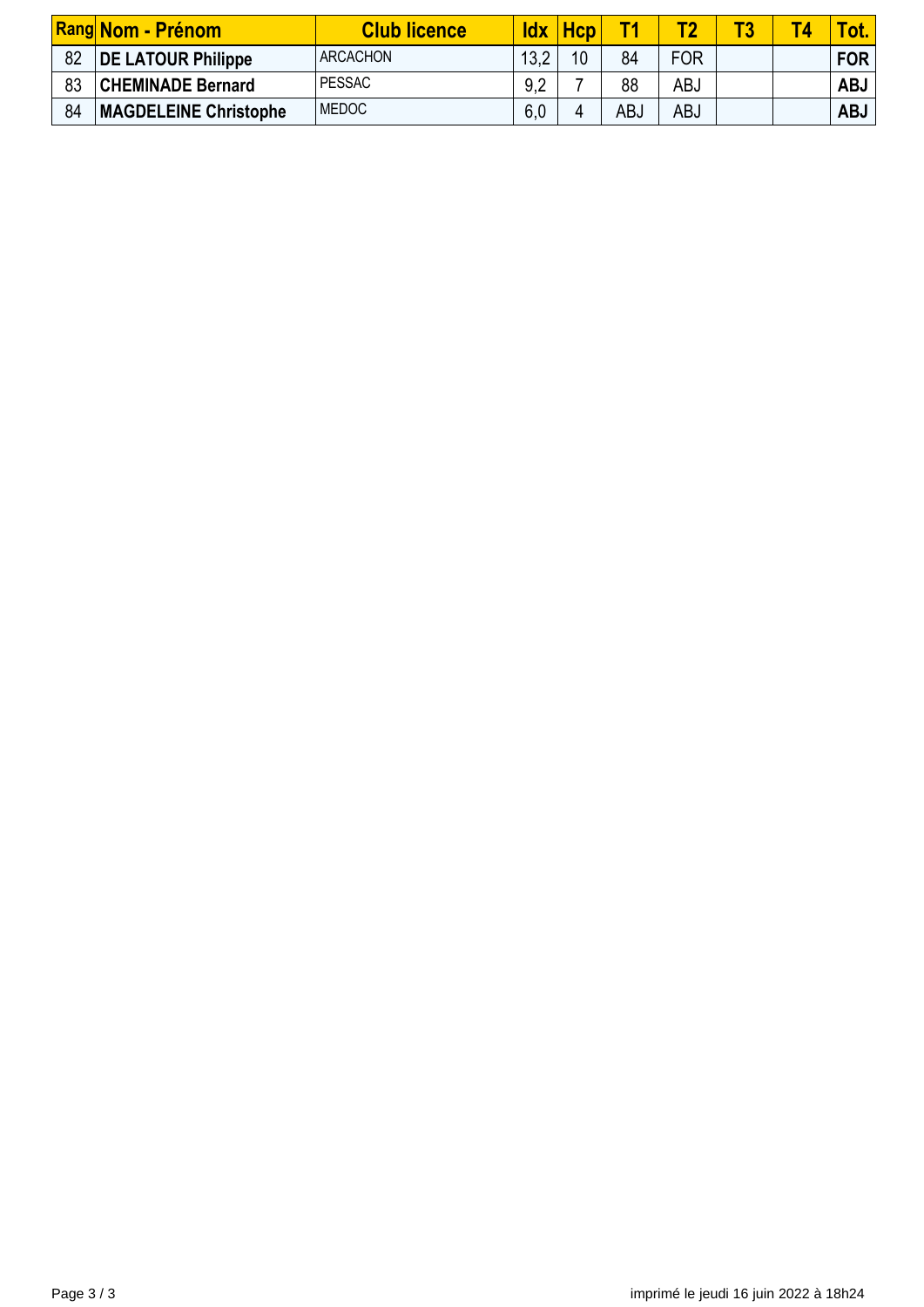| Rang | Nom - Prénom | Club licence | Idx | Hcp | T1 | T2 | T3 | T4 | Tot. |
|---|---|---|---|---|---|---|---|---|---|
| 82 | **DE LATOUR Philippe** | ARCACHON | 13,2 | 10 | 84 | FOR | | | **FOR** |
| 83 | **CHEMINADE Bernard** | PESSAC | 9,2 | 7 | 88 | ABJ | | | **ABJ** |
| 84 | **MAGDELEINE Christophe** | MEDOC | 6,0 | 4 | ABJ | ABJ | | | **ABJ** |

imprimé le jeudi 16 juin 2022 à 18h24